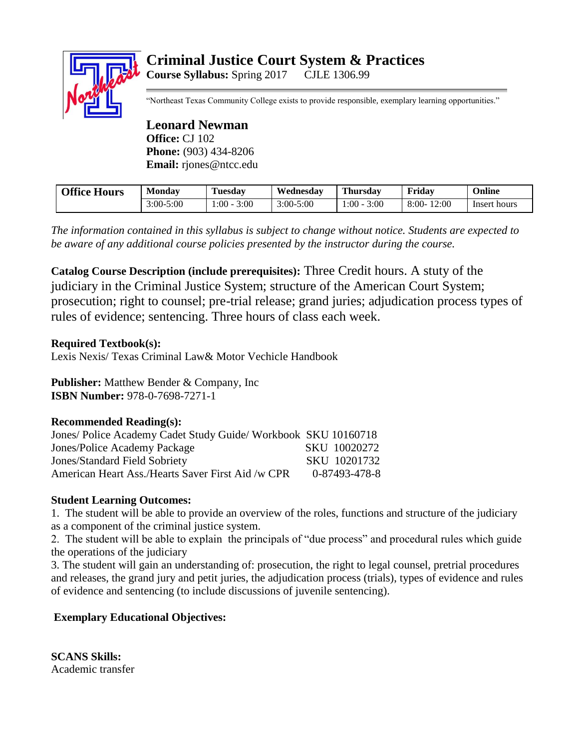# Criminal Justice Court System & Practices

**Course Syllabus:** Spring 2017 CJLE 1306.99

"Northeast Texas Community College exists to provide responsible, exemplary learning opportunities."

## Leonard Newman

**Office:** CJ 102
**Phone:** (903) 434-8206
**Email:** rjones@ntcc.edu

| Office Hours | Monday | Tuesday | Wednesday | Thursday | Friday | Online |
|---|---|---|---|---|---|---|
| | 3:00-5:00 | 1:00 - 3:00 | 3:00-5:00 | 1:00 - 3:00 | 8:00- 12:00 | Insert hours |

*The information contained in this syllabus is subject to change without notice. Students are expected to be aware of any additional course policies presented by the instructor during the course.*

**Catalog Course Description (include prerequisites):** Three Credit hours. A stuty of the judiciary in the Criminal Justice System; structure of the American Court System; prosecution; right to counsel; pre-trial release; grand juries; adjudication process types of rules of evidence; sentencing. Three hours of class each week.

**Required Textbook(s):**
Lexis Nexis/ Texas Criminal Law& Motor Vechicle Handbook

**Publisher:** Matthew Bender & Company, Inc
**ISBN Number:** 978-0-7698-7271-1

**Recommended Reading(s):**
Jones/ Police Academy Cadet Study Guide/ Workbook SKU 10160718
Jones/Police Academy Package SKU 10020272
Jones/Standard Field Sobriety SKU 10201732
American Heart Ass./Hearts Saver First Aid /w CPR 0-87493-478-8

**Student Learning Outcomes:**

1. The student will be able to provide an overview of the roles, functions and structure of the judiciary as a component of the criminal justice system.
2. The student will be able to explain the principals of "due process" and procedural rules which guide the operations of the judiciary
3. The student will gain an understanding of: prosecution, the right to legal counsel, pretrial procedures and releases, the grand jury and petit juries, the adjudication process (trials), types of evidence and rules of evidence and sentencing (to include discussions of juvenile sentencing).

**Exemplary Educational Objectives:**

**SCANS Skills:**
Academic transfer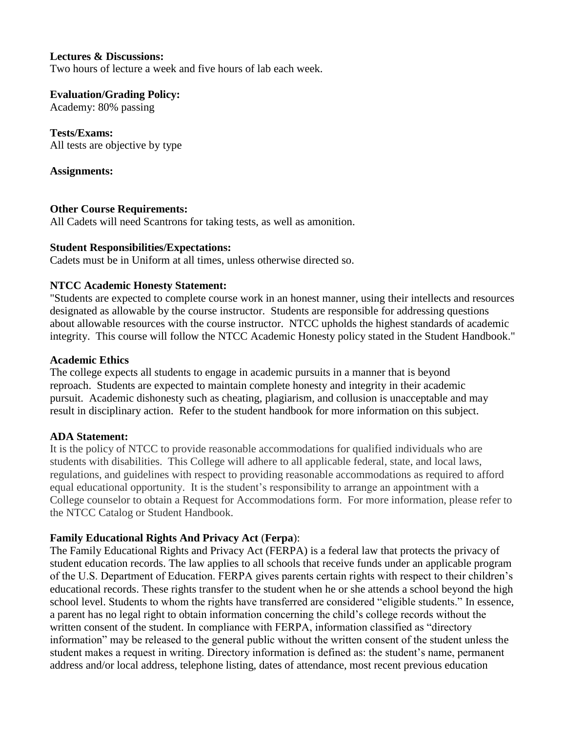**Lectures & Discussions:**
Two hours of lecture a week and five hours of lab each week.

**Evaluation/Grading Policy:**
Academy: 80% passing

**Tests/Exams:**
All tests are objective by type

**Assignments:**

**Other Course Requirements:**
All Cadets will need Scantrons for taking tests, as well as amonition.

**Student Responsibilities/Expectations:**
Cadets must be in Uniform at all times, unless otherwise directed so.

**NTCC Academic Honesty Statement:**
"Students are expected to complete course work in an honest manner, using their intellects and resources designated as allowable by the course instructor. Students are responsible for addressing questions about allowable resources with the course instructor. NTCC upholds the highest standards of academic integrity. This course will follow the NTCC Academic Honesty policy stated in the Student Handbook."

**Academic Ethics**
The college expects all students to engage in academic pursuits in a manner that is beyond reproach. Students are expected to maintain complete honesty and integrity in their academic pursuit. Academic dishonesty such as cheating, plagiarism, and collusion is unacceptable and may result in disciplinary action. Refer to the student handbook for more information on this subject.

**ADA Statement:**
It is the policy of NTCC to provide reasonable accommodations for qualified individuals who are students with disabilities. This College will adhere to all applicable federal, state, and local laws, regulations, and guidelines with respect to providing reasonable accommodations as required to afford equal educational opportunity. It is the student's responsibility to arrange an appointment with a College counselor to obtain a Request for Accommodations form. For more information, please refer to the NTCC Catalog or Student Handbook.

**Family Educational Rights And Privacy Act** (**Ferpa**):
The Family Educational Rights and Privacy Act (FERPA) is a federal law that protects the privacy of student education records. The law applies to all schools that receive funds under an applicable program of the U.S. Department of Education. FERPA gives parents certain rights with respect to their children's educational records. These rights transfer to the student when he or she attends a school beyond the high school level. Students to whom the rights have transferred are considered "eligible students." In essence, a parent has no legal right to obtain information concerning the child's college records without the written consent of the student. In compliance with FERPA, information classified as "directory information" may be released to the general public without the written consent of the student unless the student makes a request in writing. Directory information is defined as: the student's name, permanent address and/or local address, telephone listing, dates of attendance, most recent previous education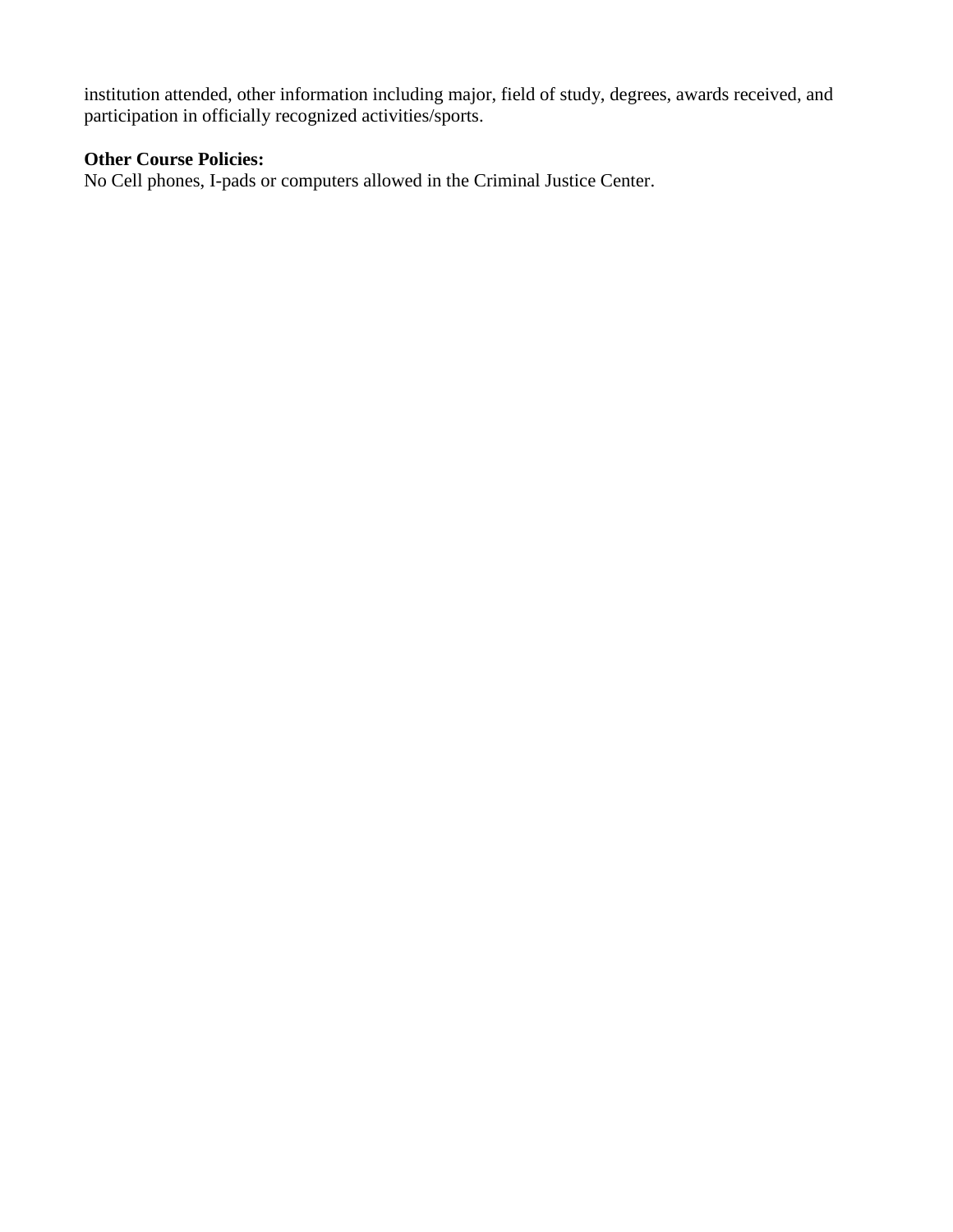institution attended, other information including major, field of study, degrees, awards received, and participation in officially recognized activities/sports.

**Other Course Policies:**
No Cell phones, I-pads or computers allowed in the Criminal Justice Center.